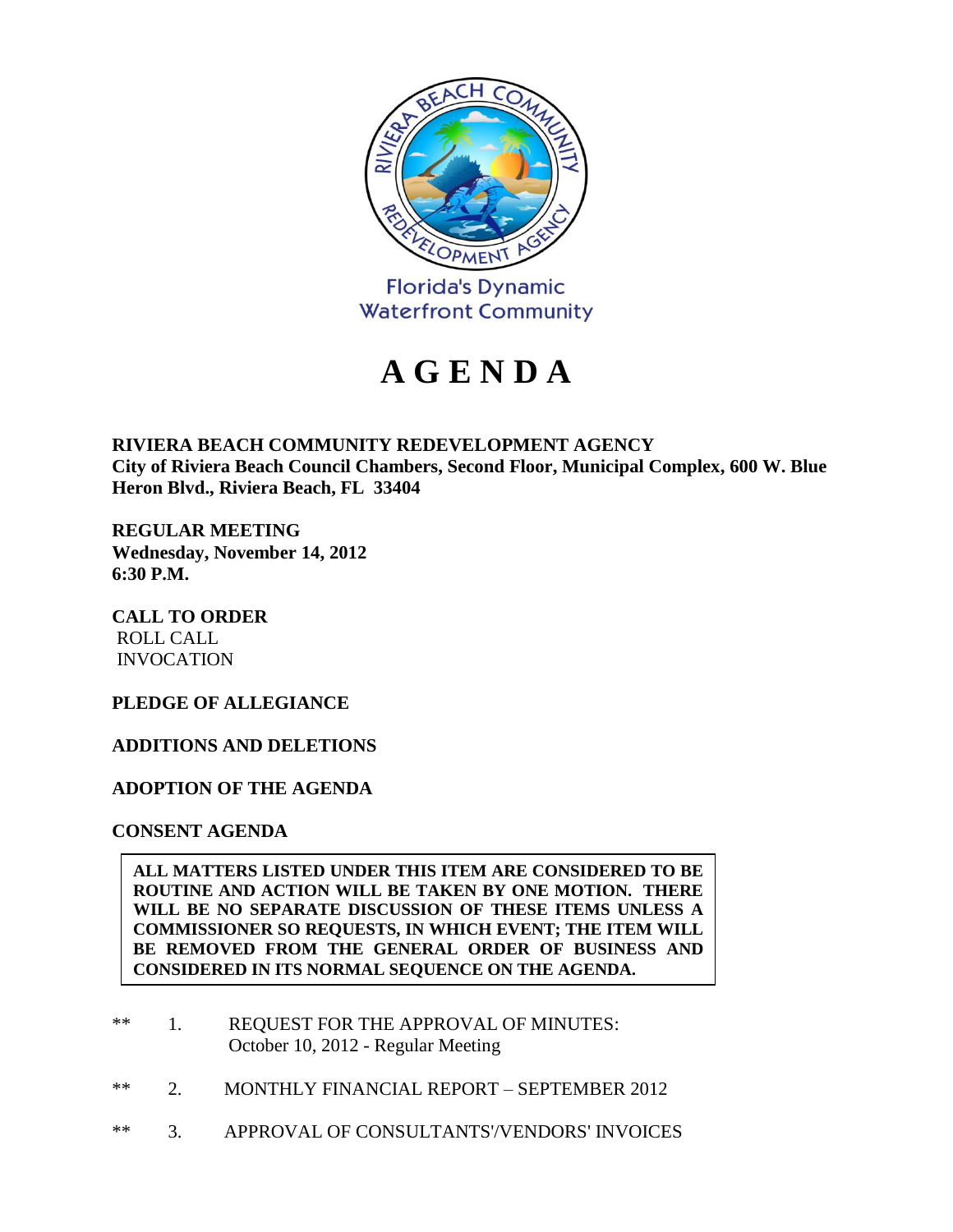Florida's Dynamic
Waterfront Community

# A G E N D A

**RIVIERA BEACH COMMUNITY REDEVELOPMENT AGENCY**
**City of Riviera Beach Council Chambers, Second Floor, Municipal Complex, 600 W. Blue Heron Blvd., Riviera Beach, FL 33404**

**REGULAR MEETING**
**Wednesday, November 14, 2012**
**6:30 P.M.**

**CALL TO ORDER**
ROLL CALL
INVOCATION

**PLEDGE OF ALLEGIANCE**

**ADDITIONS AND DELETIONS**

**ADOPTION OF THE AGENDA**

**CONSENT AGENDA**

**ALL MATTERS LISTED UNDER THIS ITEM ARE CONSIDERED TO BE ROUTINE AND ACTION WILL BE TAKEN BY ONE MOTION. THERE WILL BE NO SEPARATE DISCUSSION OF THESE ITEMS UNLESS A COMMISSIONER SO REQUESTS, IN WHICH EVENT; THE ITEM WILL BE REMOVED FROM THE GENERAL ORDER OF BUSINESS AND CONSIDERED IN ITS NORMAL SEQUENCE ON THE AGENDA.**

** 1. REQUEST FOR THE APPROVAL OF MINUTES:
October 10, 2012 - Regular Meeting

** 2. MONTHLY FINANCIAL REPORT – SEPTEMBER 2012

** 3. APPROVAL OF CONSULTANTS'/VENDORS' INVOICES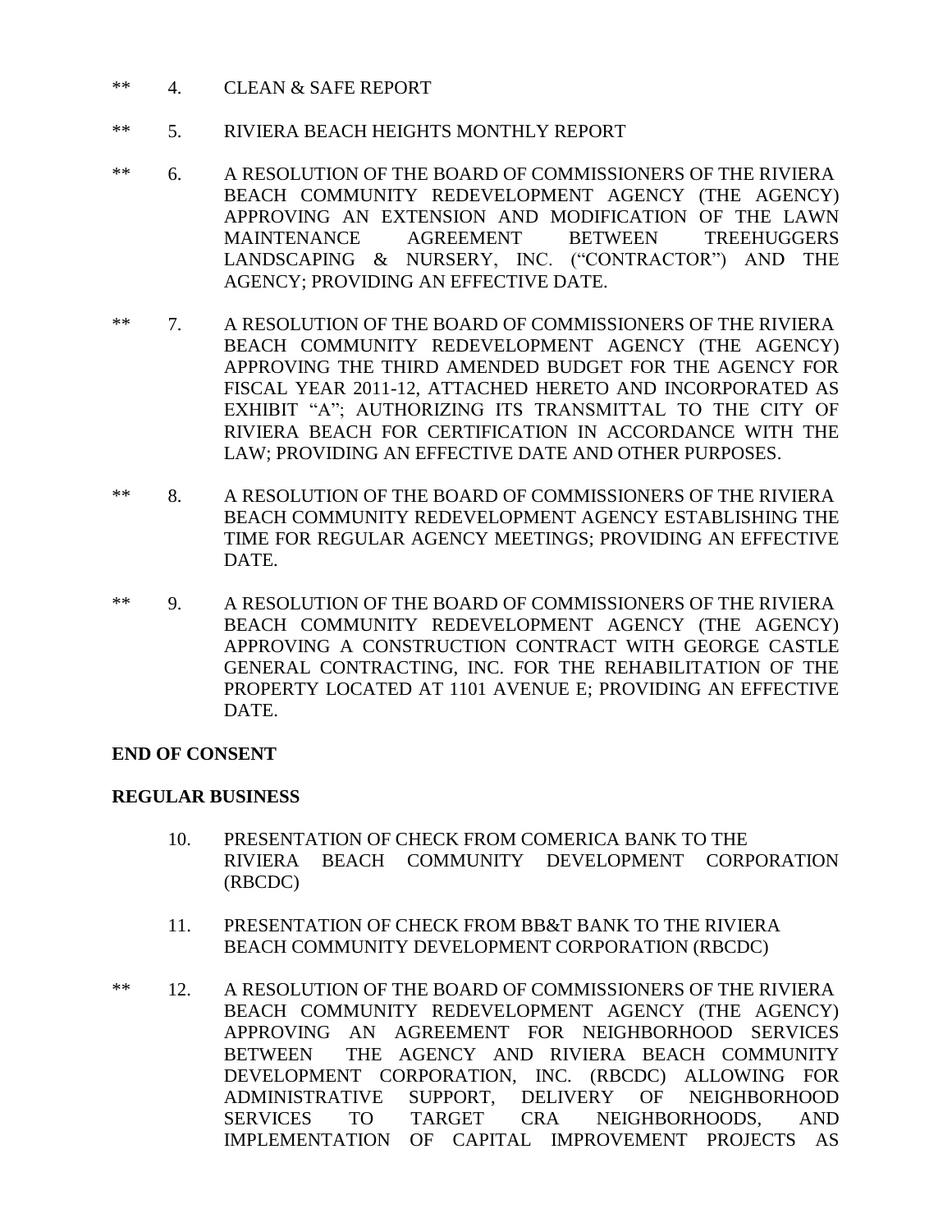** 4. CLEAN & SAFE REPORT

** 5. RIVIERA BEACH HEIGHTS MONTHLY REPORT

** 6. A RESOLUTION OF THE BOARD OF COMMISSIONERS OF THE RIVIERA BEACH COMMUNITY REDEVELOPMENT AGENCY (THE AGENCY) APPROVING AN EXTENSION AND MODIFICATION OF THE LAWN MAINTENANCE AGREEMENT BETWEEN TREEHUGGERS LANDSCAPING & NURSERY, INC. ("CONTRACTOR") AND THE AGENCY; PROVIDING AN EFFECTIVE DATE.

** 7. A RESOLUTION OF THE BOARD OF COMMISSIONERS OF THE RIVIERA BEACH COMMUNITY REDEVELOPMENT AGENCY (THE AGENCY) APPROVING THE THIRD AMENDED BUDGET FOR THE AGENCY FOR FISCAL YEAR 2011-12, ATTACHED HERETO AND INCORPORATED AS EXHIBIT "A"; AUTHORIZING ITS TRANSMITTAL TO THE CITY OF RIVIERA BEACH FOR CERTIFICATION IN ACCORDANCE WITH THE LAW; PROVIDING AN EFFECTIVE DATE AND OTHER PURPOSES.

** 8. A RESOLUTION OF THE BOARD OF COMMISSIONERS OF THE RIVIERA BEACH COMMUNITY REDEVELOPMENT AGENCY ESTABLISHING THE TIME FOR REGULAR AGENCY MEETINGS; PROVIDING AN EFFECTIVE DATE.

** 9. A RESOLUTION OF THE BOARD OF COMMISSIONERS OF THE RIVIERA BEACH COMMUNITY REDEVELOPMENT AGENCY (THE AGENCY) APPROVING A CONSTRUCTION CONTRACT WITH GEORGE CASTLE GENERAL CONTRACTING, INC. FOR THE REHABILITATION OF THE PROPERTY LOCATED AT 1101 AVENUE E; PROVIDING AN EFFECTIVE DATE.

**END OF CONSENT**

**REGULAR BUSINESS**

10. PRESENTATION OF CHECK FROM COMERICA BANK TO THE RIVIERA BEACH COMMUNITY DEVELOPMENT CORPORATION (RBCDC)

11. PRESENTATION OF CHECK FROM BB&T BANK TO THE RIVIERA BEACH COMMUNITY DEVELOPMENT CORPORATION (RBCDC)

** 12. A RESOLUTION OF THE BOARD OF COMMISSIONERS OF THE RIVIERA BEACH COMMUNITY REDEVELOPMENT AGENCY (THE AGENCY) APPROVING AN AGREEMENT FOR NEIGHBORHOOD SERVICES BETWEEN THE AGENCY AND RIVIERA BEACH COMMUNITY DEVELOPMENT CORPORATION, INC. (RBCDC) ALLOWING FOR ADMINISTRATIVE SUPPORT, DELIVERY OF NEIGHBORHOOD SERVICES TO TARGET CRA NEIGHBORHOODS, AND IMPLEMENTATION OF CAPITAL IMPROVEMENT PROJECTS AS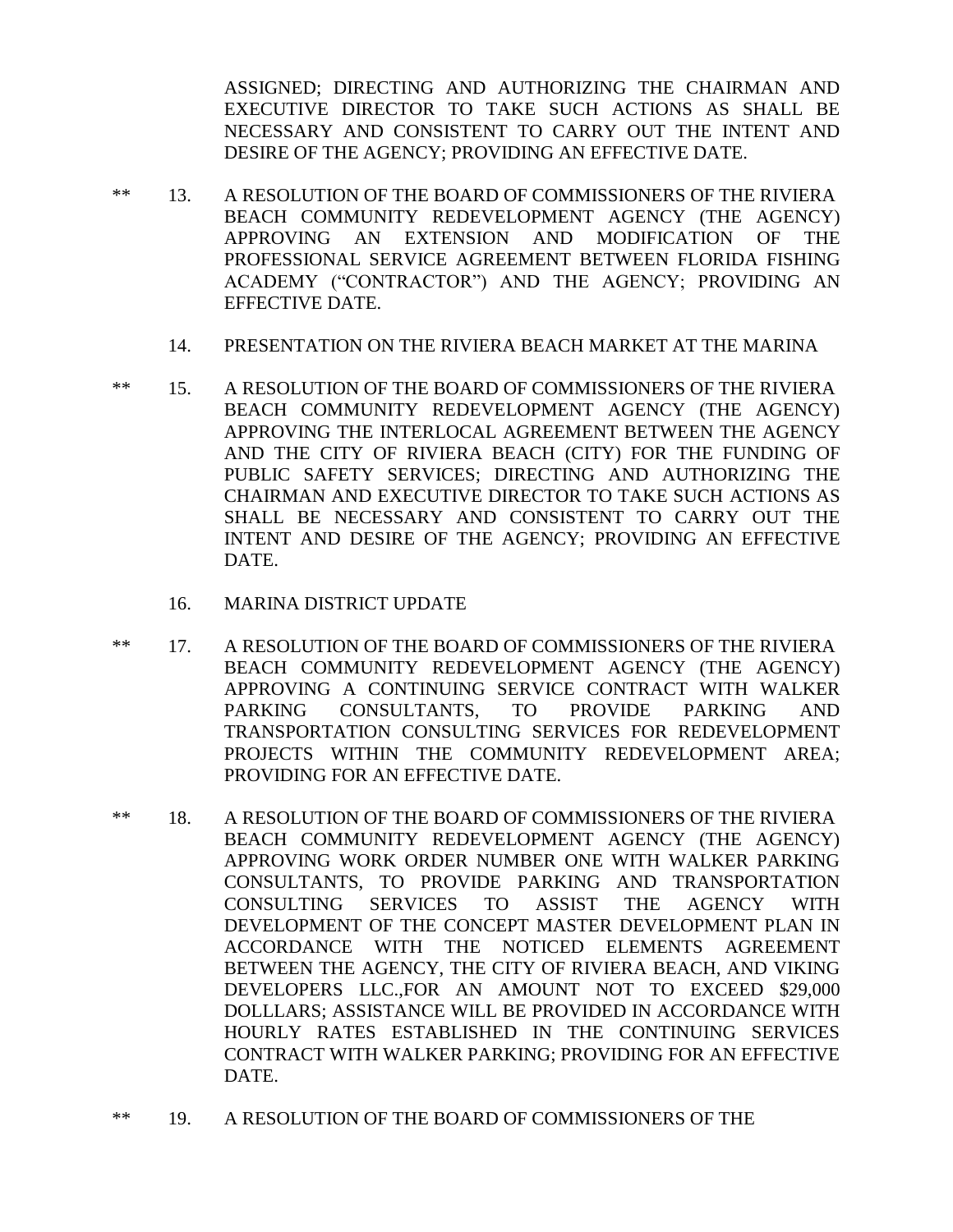ASSIGNED; DIRECTING AND AUTHORIZING THE CHAIRMAN AND EXECUTIVE DIRECTOR TO TAKE SUCH ACTIONS AS SHALL BE NECESSARY AND CONSISTENT TO CARRY OUT THE INTENT AND DESIRE OF THE AGENCY; PROVIDING AN EFFECTIVE DATE.

** 13. A RESOLUTION OF THE BOARD OF COMMISSIONERS OF THE RIVIERA BEACH COMMUNITY REDEVELOPMENT AGENCY (THE AGENCY) APPROVING AN EXTENSION AND MODIFICATION OF THE PROFESSIONAL SERVICE AGREEMENT BETWEEN FLORIDA FISHING ACADEMY ("CONTRACTOR") AND THE AGENCY; PROVIDING AN EFFECTIVE DATE.

14. PRESENTATION ON THE RIVIERA BEACH MARKET AT THE MARINA

** 15. A RESOLUTION OF THE BOARD OF COMMISSIONERS OF THE RIVIERA BEACH COMMUNITY REDEVELOPMENT AGENCY (THE AGENCY) APPROVING THE INTERLOCAL AGREEMENT BETWEEN THE AGENCY AND THE CITY OF RIVIERA BEACH (CITY) FOR THE FUNDING OF PUBLIC SAFETY SERVICES; DIRECTING AND AUTHORIZING THE CHAIRMAN AND EXECUTIVE DIRECTOR TO TAKE SUCH ACTIONS AS SHALL BE NECESSARY AND CONSISTENT TO CARRY OUT THE INTENT AND DESIRE OF THE AGENCY; PROVIDING AN EFFECTIVE DATE.

16. MARINA DISTRICT UPDATE

** 17. A RESOLUTION OF THE BOARD OF COMMISSIONERS OF THE RIVIERA BEACH COMMUNITY REDEVELOPMENT AGENCY (THE AGENCY) APPROVING A CONTINUING SERVICE CONTRACT WITH WALKER PARKING CONSULTANTS, TO PROVIDE PARKING AND TRANSPORTATION CONSULTING SERVICES FOR REDEVELOPMENT PROJECTS WITHIN THE COMMUNITY REDEVELOPMENT AREA; PROVIDING FOR AN EFFECTIVE DATE.

** 18. A RESOLUTION OF THE BOARD OF COMMISSIONERS OF THE RIVIERA BEACH COMMUNITY REDEVELOPMENT AGENCY (THE AGENCY) APPROVING WORK ORDER NUMBER ONE WITH WALKER PARKING CONSULTANTS, TO PROVIDE PARKING AND TRANSPORTATION CONSULTING SERVICES TO ASSIST THE AGENCY WITH DEVELOPMENT OF THE CONCEPT MASTER DEVELOPMENT PLAN IN ACCORDANCE WITH THE NOTICED ELEMENTS AGREEMENT BETWEEN THE AGENCY, THE CITY OF RIVIERA BEACH, AND VIKING DEVELOPERS LLC.,FOR AN AMOUNT NOT TO EXCEED $29,000 DOLLLARS; ASSISTANCE WILL BE PROVIDED IN ACCORDANCE WITH HOURLY RATES ESTABLISHED IN THE CONTINUING SERVICES CONTRACT WITH WALKER PARKING; PROVIDING FOR AN EFFECTIVE DATE.

** 19. A RESOLUTION OF THE BOARD OF COMMISSIONERS OF THE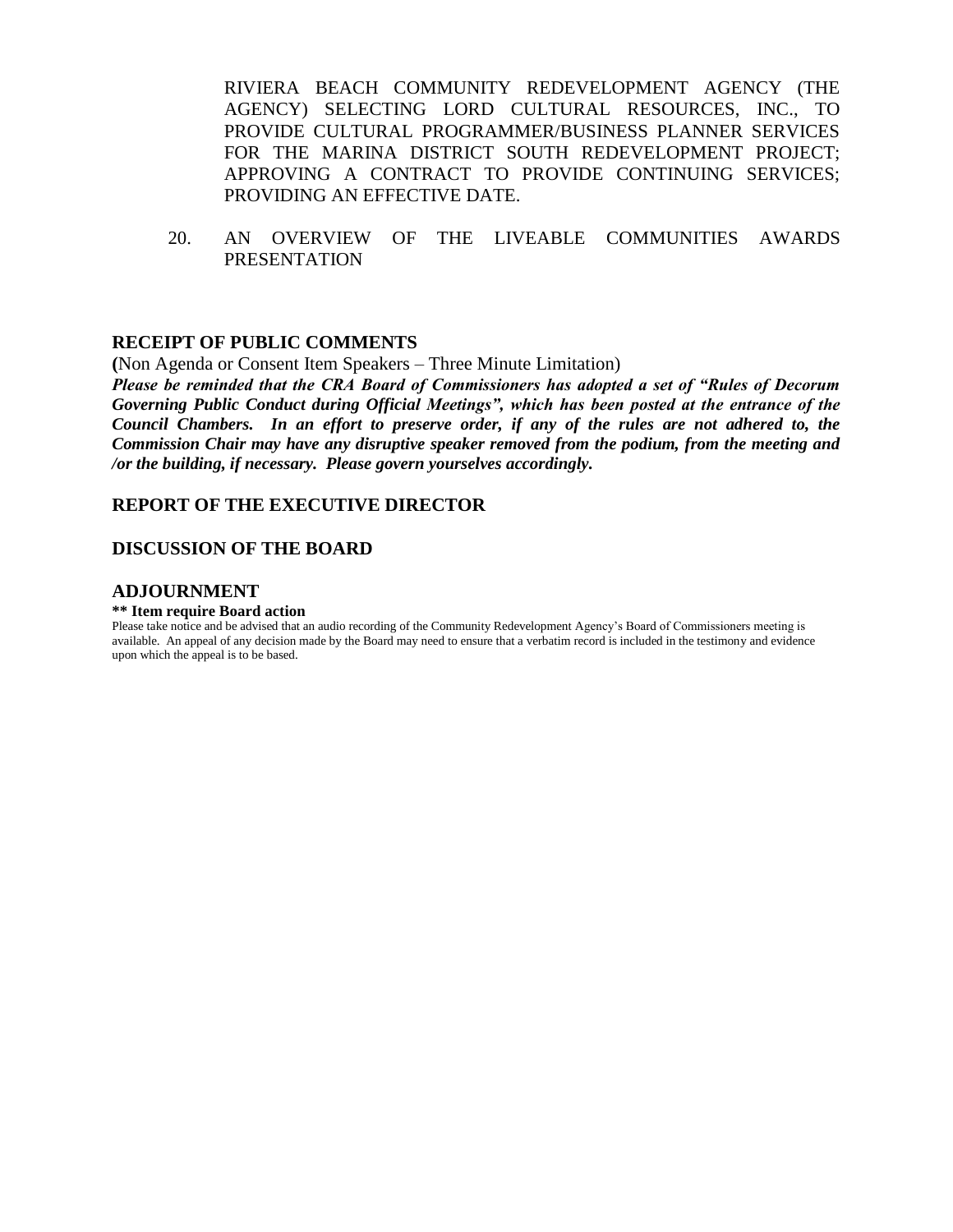RIVIERA BEACH COMMUNITY REDEVELOPMENT AGENCY (THE AGENCY) SELECTING LORD CULTURAL RESOURCES, INC., TO PROVIDE CULTURAL PROGRAMMER/BUSINESS PLANNER SERVICES FOR THE MARINA DISTRICT SOUTH REDEVELOPMENT PROJECT; APPROVING A CONTRACT TO PROVIDE CONTINUING SERVICES; PROVIDING AN EFFECTIVE DATE.

20. AN OVERVIEW OF THE LIVEABLE COMMUNITIES AWARDS PRESENTATION

## RECEIPT OF PUBLIC COMMENTS

**(**Non Agenda or Consent Item Speakers – Three Minute Limitation)

***Please be reminded that the CRA Board of Commissioners has adopted a set of "Rules of Decorum Governing Public Conduct during Official Meetings", which has been posted at the entrance of the Council Chambers. In an effort to preserve order, if any of the rules are not adhered to, the Commission Chair may have any disruptive speaker removed from the podium, from the meeting and /or the building, if necessary. Please govern yourselves accordingly.***

## REPORT OF THE EXECUTIVE DIRECTOR

## DISCUSSION OF THE BOARD

## ADJOURNMENT

**** Item require Board action**

Please take notice and be advised that an audio recording of the Community Redevelopment Agency's Board of Commissioners meeting is available. An appeal of any decision made by the Board may need to ensure that a verbatim record is included in the testimony and evidence upon which the appeal is to be based.